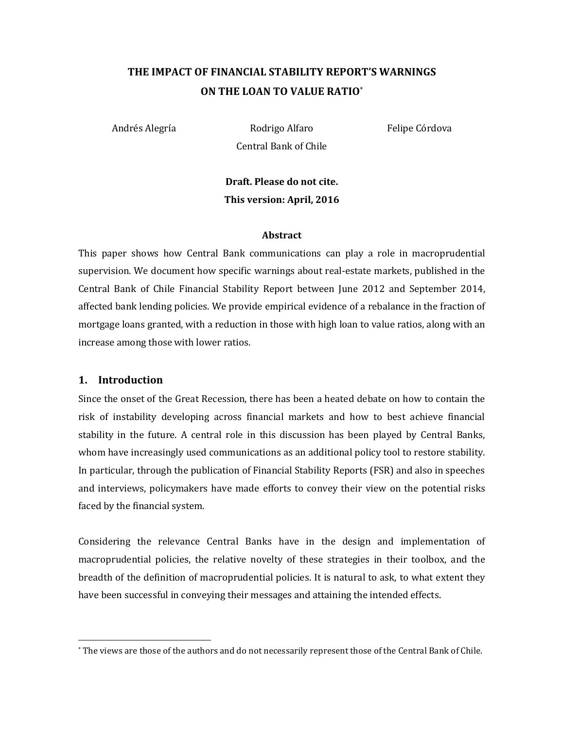# THE IMPACT OF FINANCIAL STABILITY REPORT'S WARNINGS ON THE LOAN TO VALUE RATIO[*]

Andrés Alegría    Rodrigo Alfaro    Felipe Córdova

Central Bank of Chile

**Draft. Please do not cite.**

**This version: April, 2016**

**Abstract**

This paper shows how Central Bank communications can play a role in macroprudential supervision. We document how specific warnings about real-estate markets, published in the Central Bank of Chile Financial Stability Report between June 2012 and September 2014, affected bank lending policies. We provide empirical evidence of a rebalance in the fraction of mortgage loans granted, with a reduction in those with high loan to value ratios, along with an increase among those with lower ratios.

## 1. Introduction

Since the onset of the Great Recession, there has been a heated debate on how to contain the risk of instability developing across financial markets and how to best achieve financial stability in the future. A central role in this discussion has been played by Central Banks, whom have increasingly used communications as an additional policy tool to restore stability. In particular, through the publication of Financial Stability Reports (FSR) and also in speeches and interviews, policymakers have made efforts to convey their view on the potential risks faced by the financial system.

Considering the relevance Central Banks have in the design and implementation of macroprudential policies, the relative novelty of these strategies in their toolbox, and the breadth of the definition of macroprudential policies. It is natural to ask, to what extent they have been successful in conveying their messages and attaining the intended effects.

---

[*] The views are those of the authors and do not necessarily represent those of the Central Bank of Chile.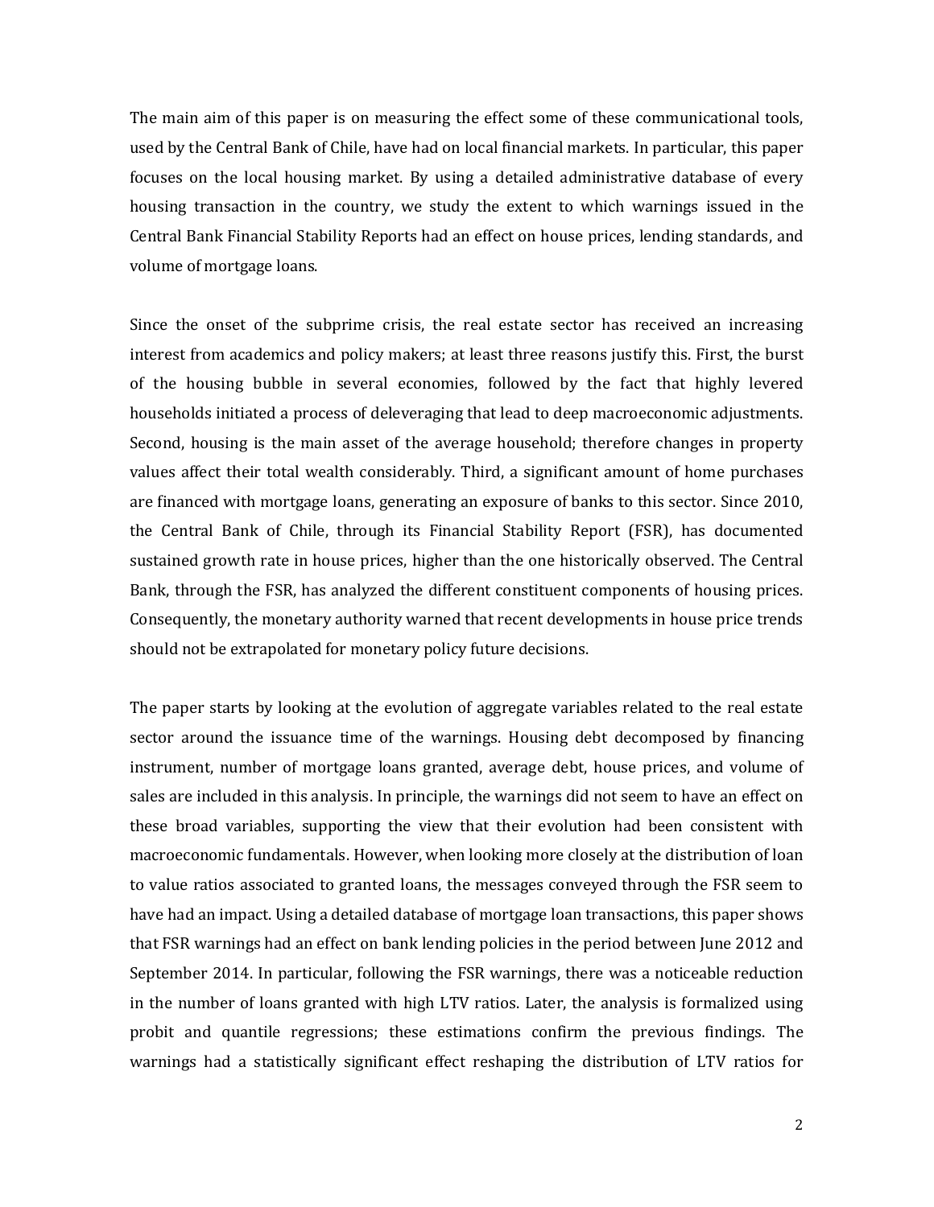The main aim of this paper is on measuring the effect some of these communicational tools, used by the Central Bank of Chile, have had on local financial markets. In particular, this paper focuses on the local housing market. By using a detailed administrative database of every housing transaction in the country, we study the extent to which warnings issued in the Central Bank Financial Stability Reports had an effect on house prices, lending standards, and volume of mortgage loans.

Since the onset of the subprime crisis, the real estate sector has received an increasing interest from academics and policy makers; at least three reasons justify this. First, the burst of the housing bubble in several economies, followed by the fact that highly levered households initiated a process of deleveraging that lead to deep macroeconomic adjustments. Second, housing is the main asset of the average household; therefore changes in property values affect their total wealth considerably. Third, a significant amount of home purchases are financed with mortgage loans, generating an exposure of banks to this sector. Since 2010, the Central Bank of Chile, through its Financial Stability Report (FSR), has documented sustained growth rate in house prices, higher than the one historically observed. The Central Bank, through the FSR, has analyzed the different constituent components of housing prices. Consequently, the monetary authority warned that recent developments in house price trends should not be extrapolated for monetary policy future decisions.

The paper starts by looking at the evolution of aggregate variables related to the real estate sector around the issuance time of the warnings. Housing debt decomposed by financing instrument, number of mortgage loans granted, average debt, house prices, and volume of sales are included in this analysis. In principle, the warnings did not seem to have an effect on these broad variables, supporting the view that their evolution had been consistent with macroeconomic fundamentals. However, when looking more closely at the distribution of loan to value ratios associated to granted loans, the messages conveyed through the FSR seem to have had an impact. Using a detailed database of mortgage loan transactions, this paper shows that FSR warnings had an effect on bank lending policies in the period between June 2012 and September 2014. In particular, following the FSR warnings, there was a noticeable reduction in the number of loans granted with high LTV ratios. Later, the analysis is formalized using probit and quantile regressions; these estimations confirm the previous findings. The warnings had a statistically significant effect reshaping the distribution of LTV ratios for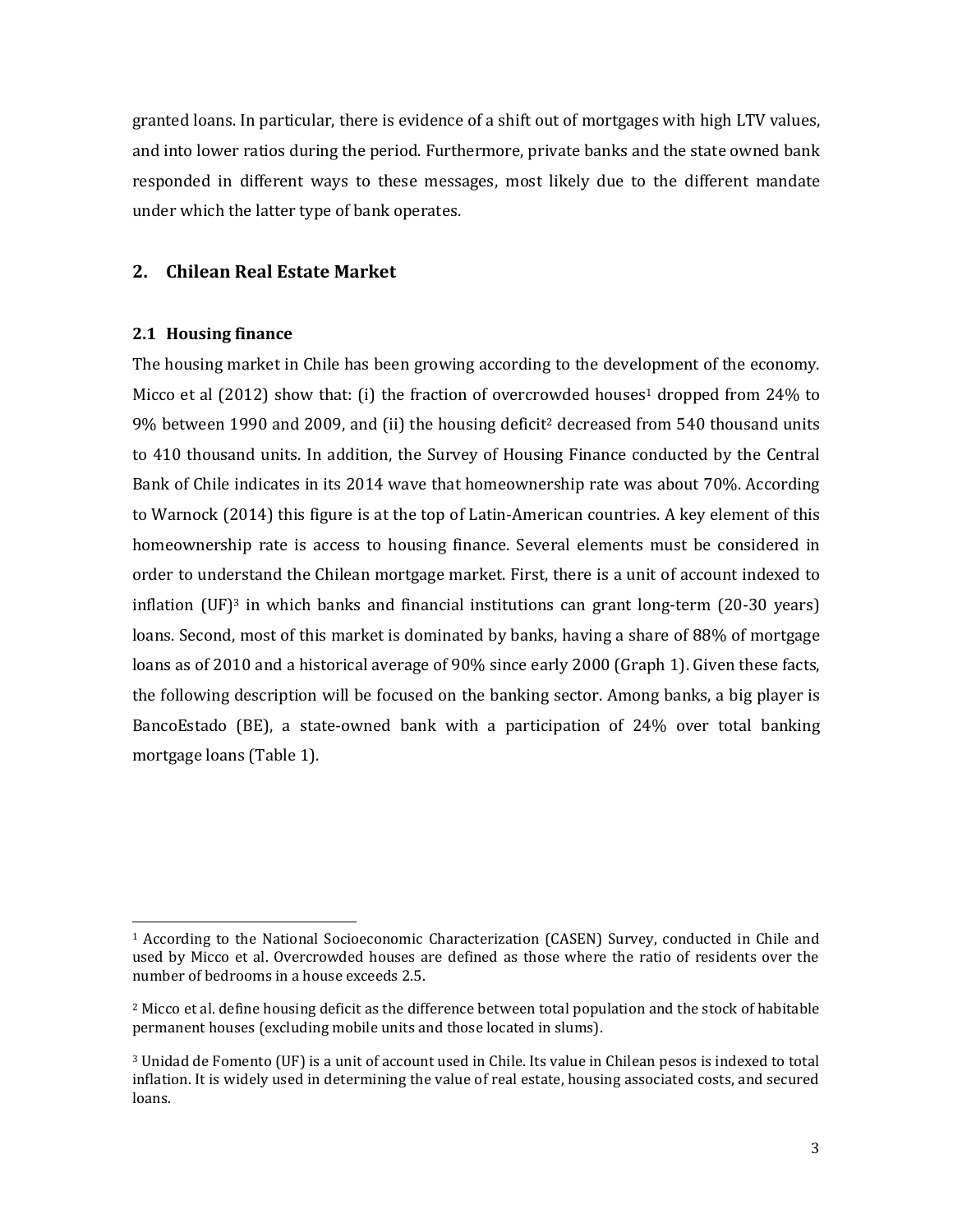granted loans. In particular, there is evidence of a shift out of mortgages with high LTV values, and into lower ratios during the period. Furthermore, private banks and the state owned bank responded in different ways to these messages, most likely due to the different mandate under which the latter type of bank operates.

## 2. Chilean Real Estate Market

### 2.1 Housing finance

The housing market in Chile has been growing according to the development of the economy. Micco et al (2012) show that: (i) the fraction of overcrowded houses[1] dropped from 24% to 9% between 1990 and 2009, and (ii) the housing deficit[2] decreased from 540 thousand units to 410 thousand units. In addition, the Survey of Housing Finance conducted by the Central Bank of Chile indicates in its 2014 wave that homeownership rate was about 70%. According to Warnock (2014) this figure is at the top of Latin-American countries. A key element of this homeownership rate is access to housing finance. Several elements must be considered in order to understand the Chilean mortgage market. First, there is a unit of account indexed to inflation (UF)[3] in which banks and financial institutions can grant long-term (20-30 years) loans. Second, most of this market is dominated by banks, having a share of 88% of mortgage loans as of 2010 and a historical average of 90% since early 2000 (Graph 1). Given these facts, the following description will be focused on the banking sector. Among banks, a big player is BancoEstado (BE), a state-owned bank with a participation of 24% over total banking mortgage loans (Table 1).

---

[1] According to the National Socioeconomic Characterization (CASEN) Survey, conducted in Chile and used by Micco et al. Overcrowded houses are defined as those where the ratio of residents over the number of bedrooms in a house exceeds 2.5.

[2] Micco et al. define housing deficit as the difference between total population and the stock of habitable permanent houses (excluding mobile units and those located in slums).

[3] Unidad de Fomento (UF) is a unit of account used in Chile. Its value in Chilean pesos is indexed to total inflation. It is widely used in determining the value of real estate, housing associated costs, and secured loans.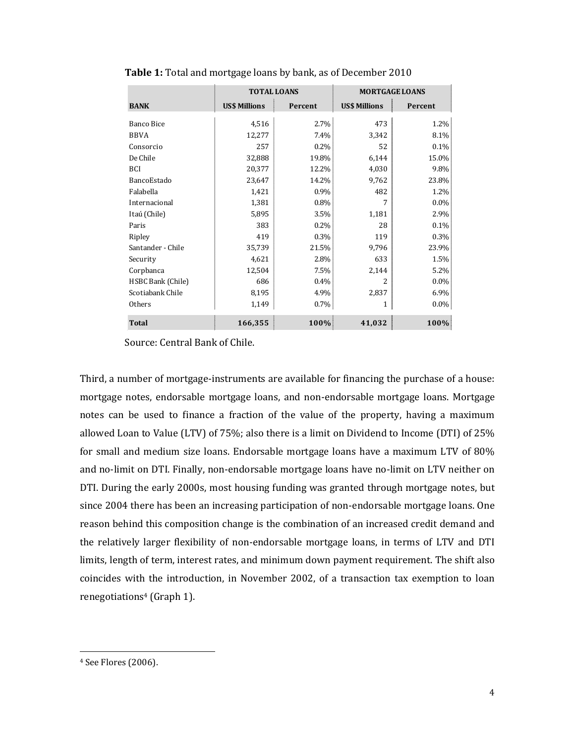**Table 1:** Total and mortgage loans by bank, as of December 2010

| BANK | TOTAL LOANS | | MORTGAGE LOANS | |
|---|---|---|---|---|
| | US$ Millions | Percent | US$ Millions | Percent |
| Banco Bice | 4,516 | 2.7% | 473 | 1.2% |
| BBVA | 12,277 | 7.4% | 3,342 | 8.1% |
| Consorcio | 257 | 0.2% | 52 | 0.1% |
| De Chile | 32,888 | 19.8% | 6,144 | 15.0% |
| BCI | 20,377 | 12.2% | 4,030 | 9.8% |
| BancoEstado | 23,647 | 14.2% | 9,762 | 23.8% |
| Falabella | 1,421 | 0.9% | 482 | 1.2% |
| Internacional | 1,381 | 0.8% | 7 | 0.0% |
| Itaú (Chile) | 5,895 | 3.5% | 1,181 | 2.9% |
| Paris | 383 | 0.2% | 28 | 0.1% |
| Ripley | 419 | 0.3% | 119 | 0.3% |
| Santander - Chile | 35,739 | 21.5% | 9,796 | 23.9% |
| Security | 4,621 | 2.8% | 633 | 1.5% |
| Corpbanca | 12,504 | 7.5% | 2,144 | 5.2% |
| HSBC Bank (Chile) | 686 | 0.4% | 2 | 0.0% |
| Scotiabank Chile | 8,195 | 4.9% | 2,837 | 6.9% |
| Others | 1,149 | 0.7% | 1 | 0.0% |
| **Total** | **166,355** | **100%** | **41,032** | **100%** |

Source: Central Bank of Chile.

Third, a number of mortgage-instruments are available for financing the purchase of a house: mortgage notes, endorsable mortgage loans, and non-endorsable mortgage loans. Mortgage notes can be used to finance a fraction of the value of the property, having a maximum allowed Loan to Value (LTV) of 75%; also there is a limit on Dividend to Income (DTI) of 25% for small and medium size loans. Endorsable mortgage loans have a maximum LTV of 80% and no-limit on DTI. Finally, non-endorsable mortgage loans have no-limit on LTV neither on DTI. During the early 2000s, most housing funding was granted through mortgage notes, but since 2004 there has been an increasing participation of non-endorsable mortgage loans. One reason behind this composition change is the combination of an increased credit demand and the relatively larger flexibility of non-endorsable mortgage loans, in terms of LTV and DTI limits, length of term, interest rates, and minimum down payment requirement. The shift also coincides with the introduction, in November 2002, of a transaction tax exemption to loan renegotiations[4] (Graph 1).

[4] See Flores (2006).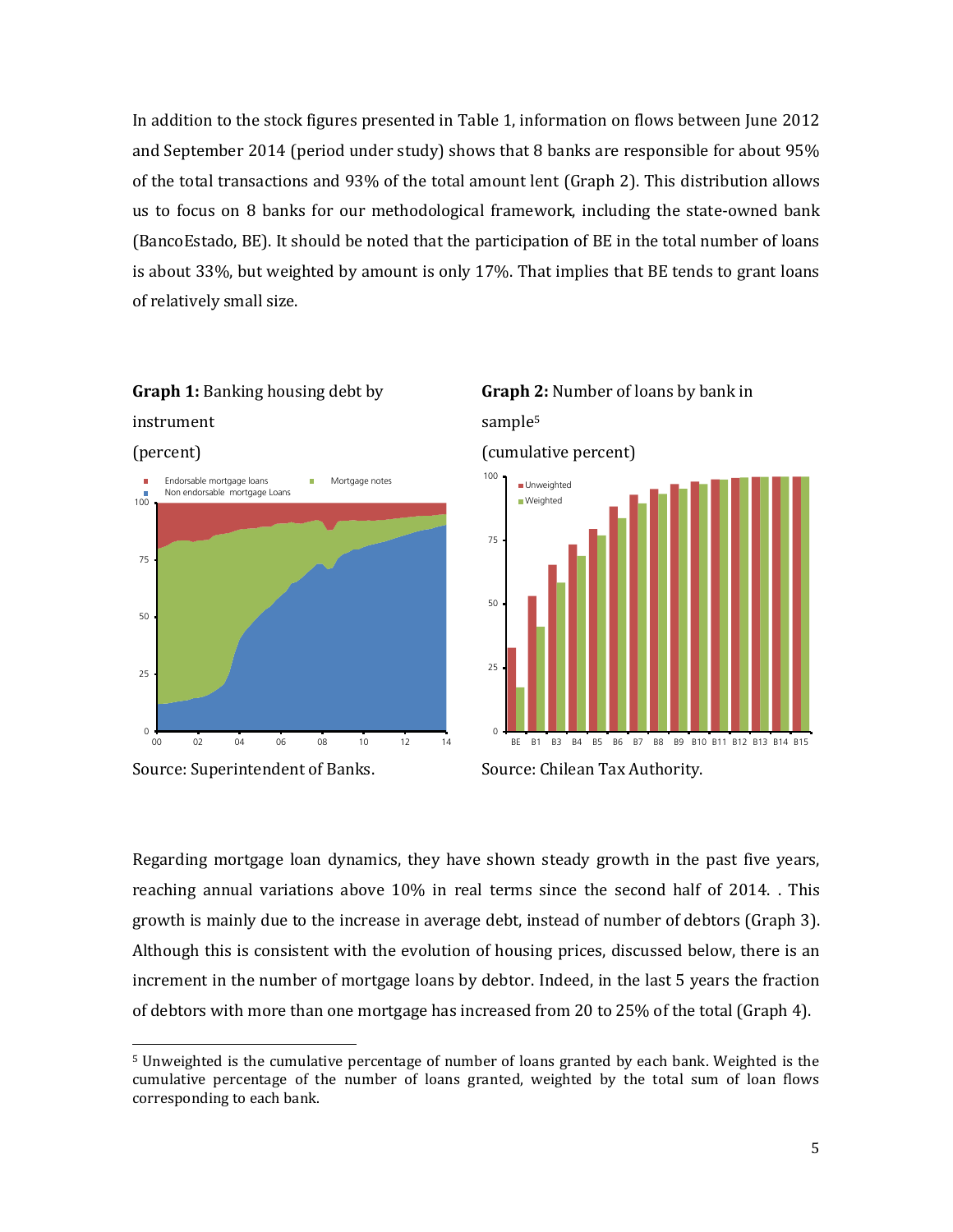In addition to the stock figures presented in Table 1, information on flows between June 2012 and September 2014 (period under study) shows that 8 banks are responsible for about 95% of the total transactions and 93% of the total amount lent (Graph 2). This distribution allows us to focus on 8 banks for our methodological framework, including the state-owned bank (BancoEstado, BE). It should be noted that the participation of BE in the total number of loans is about 33%, but weighted by amount is only 17%. That implies that BE tends to grant loans of relatively small size.

**Graph 1:** Banking housing debt by instrument

(percent)

Source: Superintendent of Banks.

**Graph 2:** Number of loans by bank in sample[5]

(cumulative percent)

Source: Chilean Tax Authority.

Regarding mortgage loan dynamics, they have shown steady growth in the past five years, reaching annual variations above 10% in real terms since the second half of 2014. . This growth is mainly due to the increase in average debt, instead of number of debtors (Graph 3). Although this is consistent with the evolution of housing prices, discussed below, there is an increment in the number of mortgage loans by debtor. Indeed, in the last 5 years the fraction of debtors with more than one mortgage has increased from 20 to 25% of the total (Graph 4).

[5] Unweighted is the cumulative percentage of number of loans granted by each bank. Weighted is the cumulative percentage of the number of loans granted, weighted by the total sum of loan flows corresponding to each bank.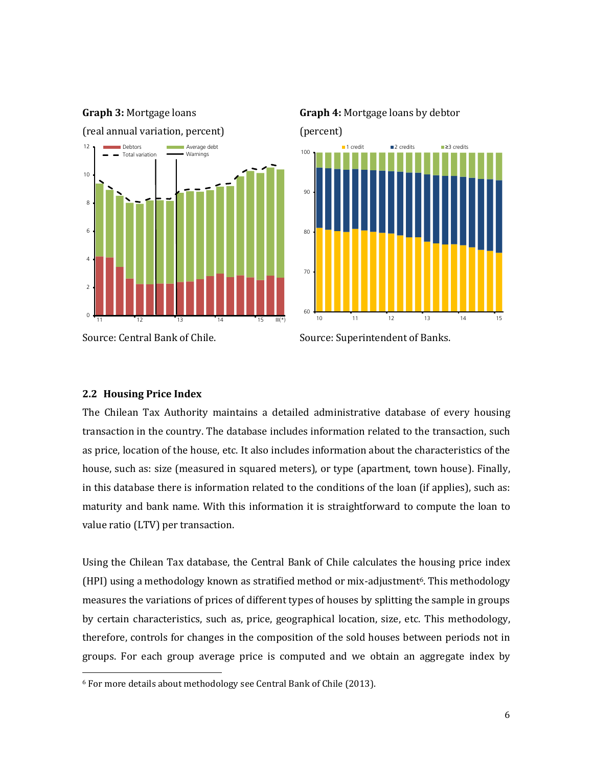**Graph 3:** Mortgage loans

(real annual variation, percent)

Source: Central Bank of Chile.

**Graph 4:** Mortgage loans by debtor

(percent)

Source: Superintendent of Banks.

### 2.2 Housing Price Index

The Chilean Tax Authority maintains a detailed administrative database of every housing transaction in the country. The database includes information related to the transaction, such as price, location of the house, etc. It also includes information about the characteristics of the house, such as: size (measured in squared meters), or type (apartment, town house). Finally, in this database there is information related to the conditions of the loan (if applies), such as: maturity and bank name. With this information it is straightforward to compute the loan to value ratio (LTV) per transaction.

Using the Chilean Tax database, the Central Bank of Chile calculates the housing price index (HPI) using a methodology known as stratified method or mix-adjustment[6]. This methodology measures the variations of prices of different types of houses by splitting the sample in groups by certain characteristics, such as, price, geographical location, size, etc. This methodology, therefore, controls for changes in the composition of the sold houses between periods not in groups. For each group average price is computed and we obtain an aggregate index by

[6] For more details about methodology see Central Bank of Chile (2013).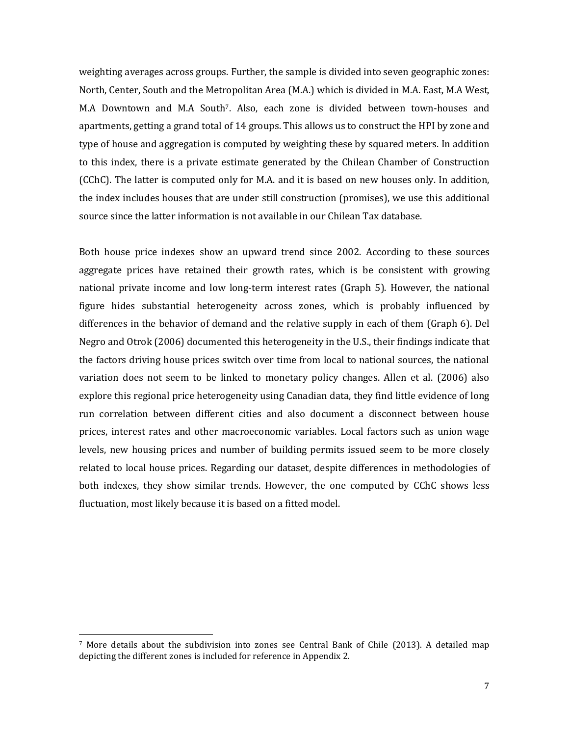weighting averages across groups. Further, the sample is divided into seven geographic zones: North, Center, South and the Metropolitan Area (M.A.) which is divided in M.A. East, M.A West, M.A Downtown and M.A South[7]. Also, each zone is divided between town-houses and apartments, getting a grand total of 14 groups. This allows us to construct the HPI by zone and type of house and aggregation is computed by weighting these by squared meters. In addition to this index, there is a private estimate generated by the Chilean Chamber of Construction (CChC). The latter is computed only for M.A. and it is based on new houses only. In addition, the index includes houses that are under still construction (promises), we use this additional source since the latter information is not available in our Chilean Tax database.

Both house price indexes show an upward trend since 2002. According to these sources aggregate prices have retained their growth rates, which is be consistent with growing national private income and low long-term interest rates (Graph 5). However, the national figure hides substantial heterogeneity across zones, which is probably influenced by differences in the behavior of demand and the relative supply in each of them (Graph 6). Del Negro and Otrok (2006) documented this heterogeneity in the U.S., their findings indicate that the factors driving house prices switch over time from local to national sources, the national variation does not seem to be linked to monetary policy changes. Allen et al. (2006) also explore this regional price heterogeneity using Canadian data, they find little evidence of long run correlation between different cities and also document a disconnect between house prices, interest rates and other macroeconomic variables. Local factors such as union wage levels, new housing prices and number of building permits issued seem to be more closely related to local house prices. Regarding our dataset, despite differences in methodologies of both indexes, they show similar trends. However, the one computed by CChC shows less fluctuation, most likely because it is based on a fitted model.

[7] More details about the subdivision into zones see Central Bank of Chile (2013). A detailed map depicting the different zones is included for reference in Appendix 2.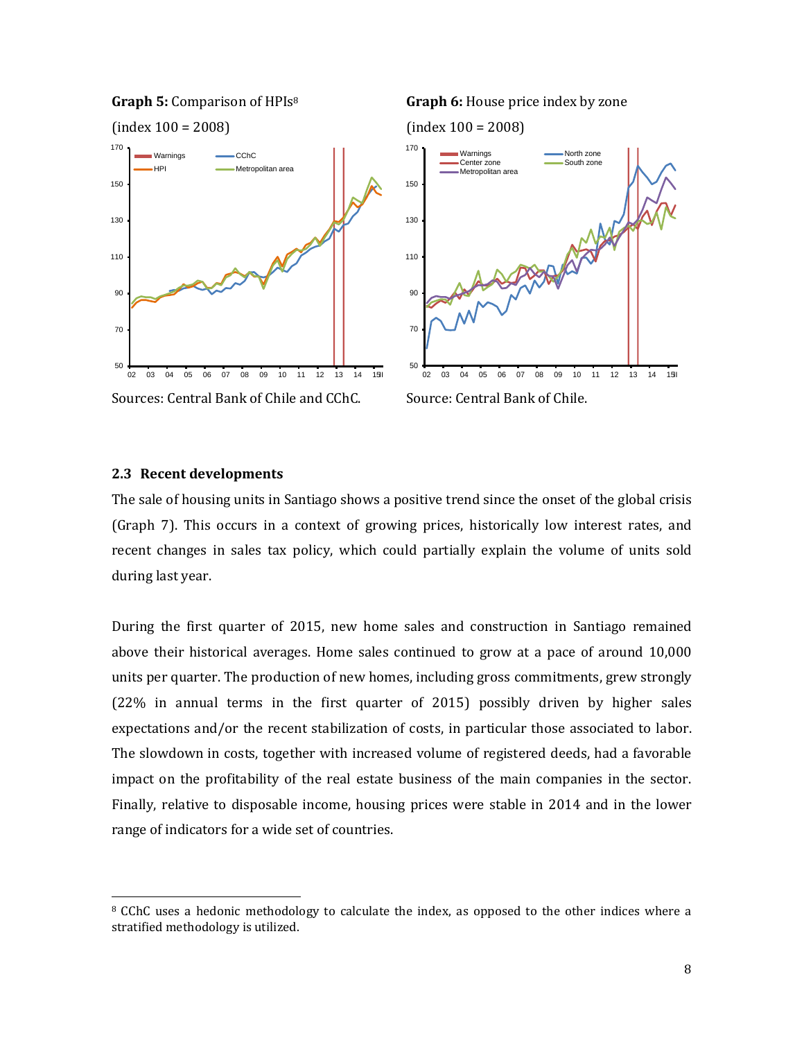**Graph 5:** Comparison of HPIs[8]

(index 100 = 2008)

Sources: Central Bank of Chile and CChC.

**Graph 6:** House price index by zone

(index 100 = 2008)

Source: Central Bank of Chile.

### 2.3 Recent developments

The sale of housing units in Santiago shows a positive trend since the onset of the global crisis (Graph 7). This occurs in a context of growing prices, historically low interest rates, and recent changes in sales tax policy, which could partially explain the volume of units sold during last year.

During the first quarter of 2015, new home sales and construction in Santiago remained above their historical averages. Home sales continued to grow at a pace of around 10,000 units per quarter. The production of new homes, including gross commitments, grew strongly (22% in annual terms in the first quarter of 2015) possibly driven by higher sales expectations and/or the recent stabilization of costs, in particular those associated to labor. The slowdown in costs, together with increased volume of registered deeds, had a favorable impact on the profitability of the real estate business of the main companies in the sector. Finally, relative to disposable income, housing prices were stable in 2014 and in the lower range of indicators for a wide set of countries.

[8] CChC uses a hedonic methodology to calculate the index, as opposed to the other indices where a stratified methodology is utilized.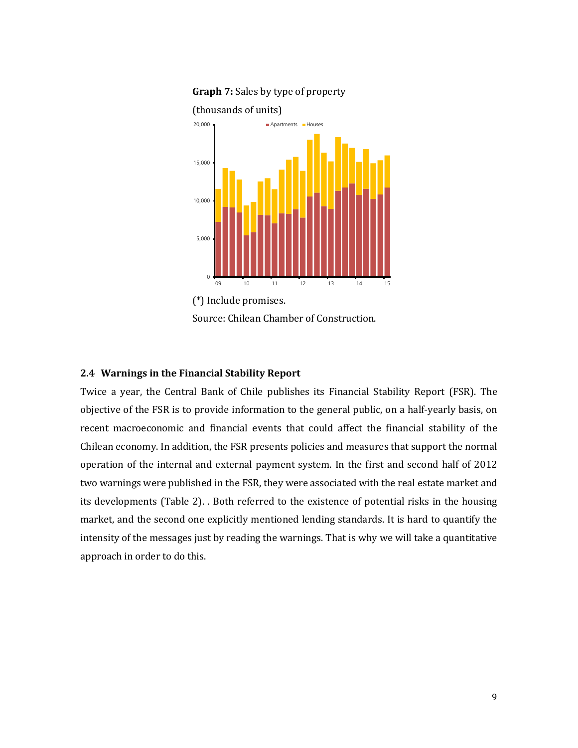**Graph 7:** Sales by type of property

(thousands of units)

(*) Include promises.

Source: Chilean Chamber of Construction.

### 2.4 Warnings in the Financial Stability Report

Twice a year, the Central Bank of Chile publishes its Financial Stability Report (FSR). The objective of the FSR is to provide information to the general public, on a half-yearly basis, on recent macroeconomic and financial events that could affect the financial stability of the Chilean economy. In addition, the FSR presents policies and measures that support the normal operation of the internal and external payment system. In the first and second half of 2012 two warnings were published in the FSR, they were associated with the real estate market and its developments (Table 2). . Both referred to the existence of potential risks in the housing market, and the second one explicitly mentioned lending standards. It is hard to quantify the intensity of the messages just by reading the warnings. That is why we will take a quantitative approach in order to do this.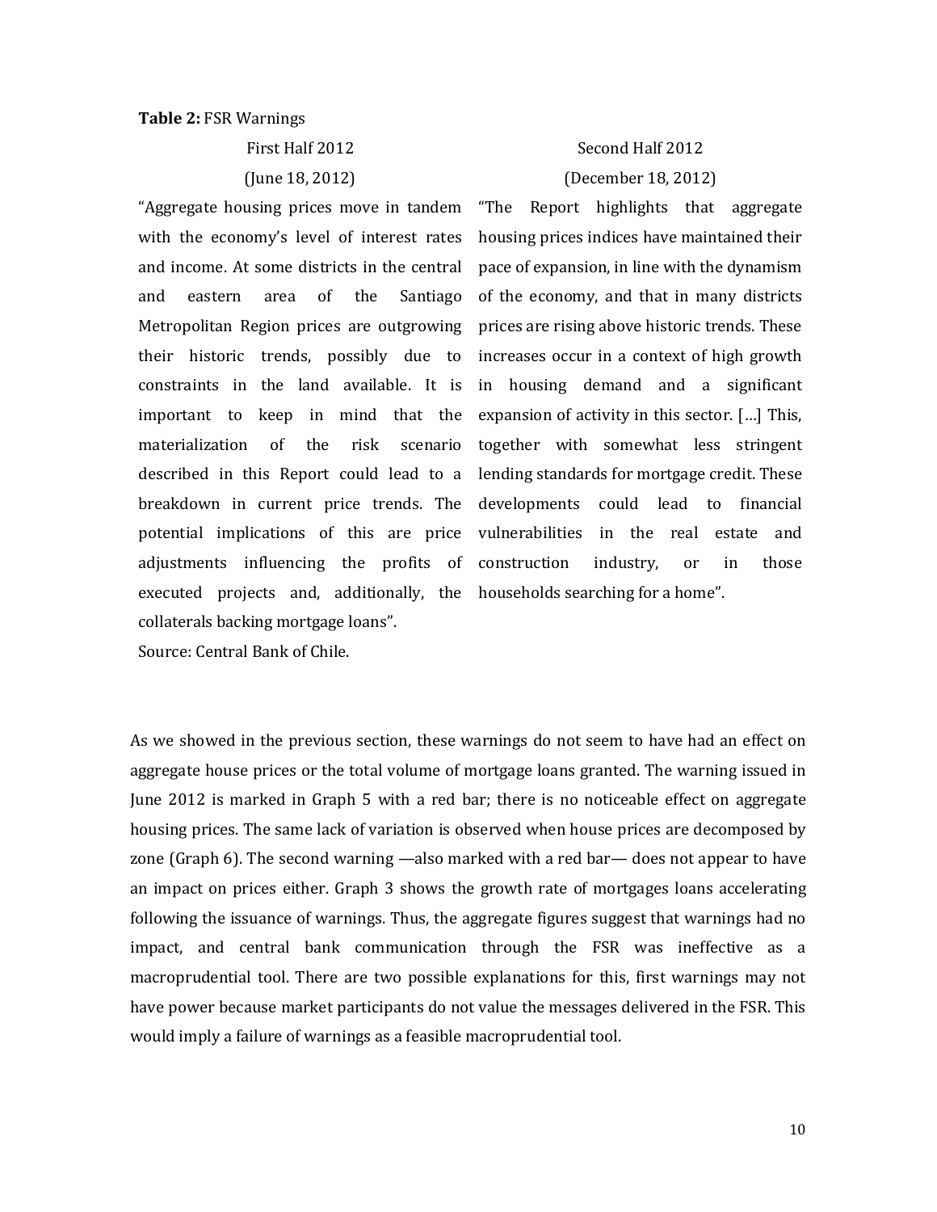**Table 2:** FSR Warnings

| First Half 2012 (June 18, 2012) | Second Half 2012 (December 18, 2012) |
| --- | --- |
| "Aggregate housing prices move in tandem with the economy's level of interest rates and income. At some districts in the central and eastern area of the Santiago Metropolitan Region prices are outgrowing their historic trends, possibly due to constraints in the land available. It is important to keep in mind that the materialization of the risk scenario described in this Report could lead to a breakdown in current price trends. The potential implications of this are price adjustments influencing the profits of executed projects and, additionally, the collaterals backing mortgage loans". | "The Report highlights that aggregate housing prices indices have maintained their pace of expansion, in line with the dynamism of the economy, and that in many districts prices are rising above historic trends. These increases occur in a context of high growth in housing demand and a significant expansion of activity in this sector. […] This, together with somewhat less stringent lending standards for mortgage credit. These developments could lead to financial vulnerabilities in the real estate and construction industry, or in those households searching for a home". |

Source: Central Bank of Chile.

As we showed in the previous section, these warnings do not seem to have had an effect on aggregate house prices or the total volume of mortgage loans granted. The warning issued in June 2012 is marked in Graph 5 with a red bar; there is no noticeable effect on aggregate housing prices. The same lack of variation is observed when house prices are decomposed by zone (Graph 6). The second warning —also marked with a red bar— does not appear to have an impact on prices either. Graph 3 shows the growth rate of mortgages loans accelerating following the issuance of warnings. Thus, the aggregate figures suggest that warnings had no impact, and central bank communication through the FSR was ineffective as a macroprudential tool. There are two possible explanations for this, first warnings may not have power because market participants do not value the messages delivered in the FSR. This would imply a failure of warnings as a feasible macroprudential tool.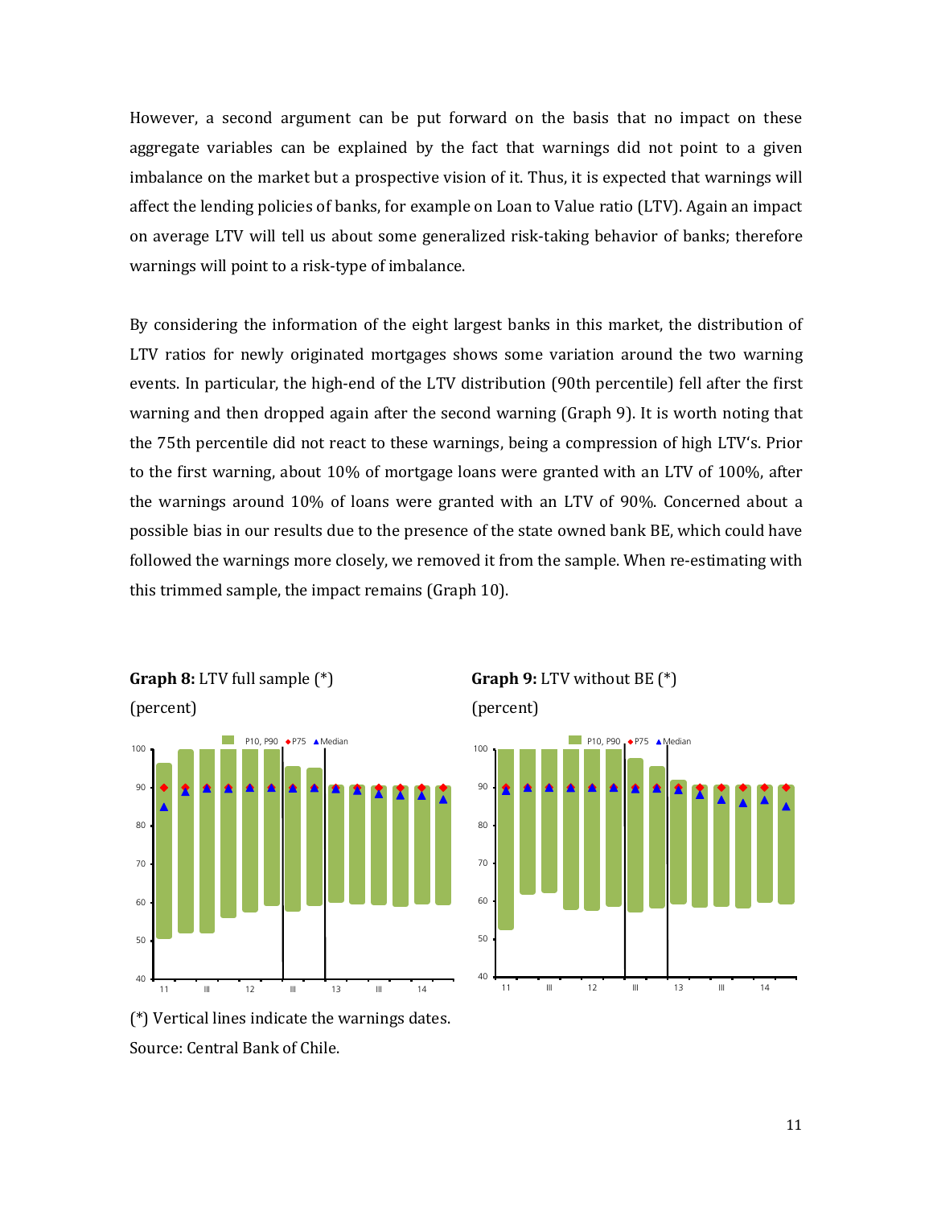However, a second argument can be put forward on the basis that no impact on these aggregate variables can be explained by the fact that warnings did not point to a given imbalance on the market but a prospective vision of it. Thus, it is expected that warnings will affect the lending policies of banks, for example on Loan to Value ratio (LTV). Again an impact on average LTV will tell us about some generalized risk-taking behavior of banks; therefore warnings will point to a risk-type of imbalance.

By considering the information of the eight largest banks in this market, the distribution of LTV ratios for newly originated mortgages shows some variation around the two warning events. In particular, the high-end of the LTV distribution (90th percentile) fell after the first warning and then dropped again after the second warning (Graph 9). It is worth noting that the 75th percentile did not react to these warnings, being a compression of high LTV's. Prior to the first warning, about 10% of mortgage loans were granted with an LTV of 100%, after the warnings around 10% of loans were granted with an LTV of 90%. Concerned about a possible bias in our results due to the presence of the state owned bank BE, which could have followed the warnings more closely, we removed it from the sample. When re-estimating with this trimmed sample, the impact remains (Graph 10).

**Graph 8:** LTV full sample (*)
(percent)

**Graph 9:** LTV without BE (*)
(percent)

(*) Vertical lines indicate the warnings dates.
Source: Central Bank of Chile.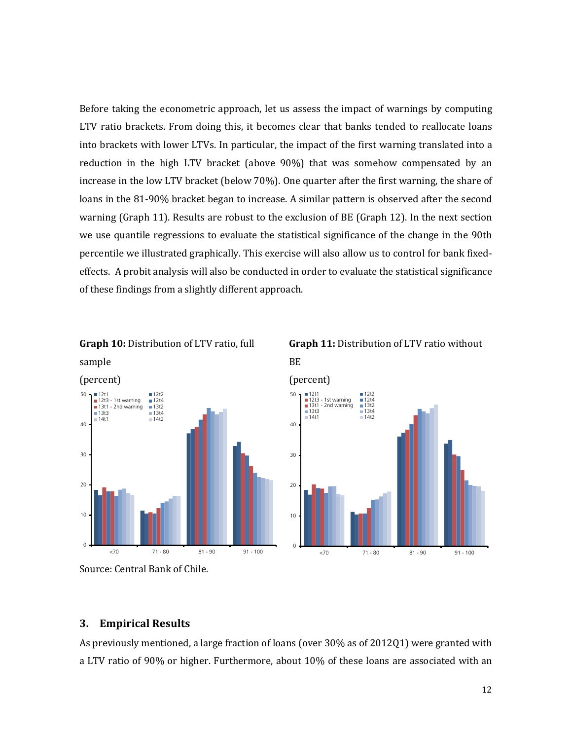Before taking the econometric approach, let us assess the impact of warnings by computing LTV ratio brackets. From doing this, it becomes clear that banks tended to reallocate loans into brackets with lower LTVs. In particular, the impact of the first warning translated into a reduction in the high LTV bracket (above 90%) that was somehow compensated by an increase in the low LTV bracket (below 70%). One quarter after the first warning, the share of loans in the 81-90% bracket began to increase. A similar pattern is observed after the second warning (Graph 11). Results are robust to the exclusion of BE (Graph 12). In the next section we use quantile regressions to evaluate the statistical significance of the change in the 90th percentile we illustrated graphically. This exercise will also allow us to control for bank fixed-effects. A probit analysis will also be conducted in order to evaluate the statistical significance of these findings from a slightly different approach.

**Graph 10:** Distribution of LTV ratio, full sample

(percent)

**Graph 11:** Distribution of LTV ratio without BE

(percent)

Source: Central Bank of Chile.

## 3. Empirical Results

As previously mentioned, a large fraction of loans (over 30% as of 2012Q1) were granted with a LTV ratio of 90% or higher. Furthermore, about 10% of these loans are associated with an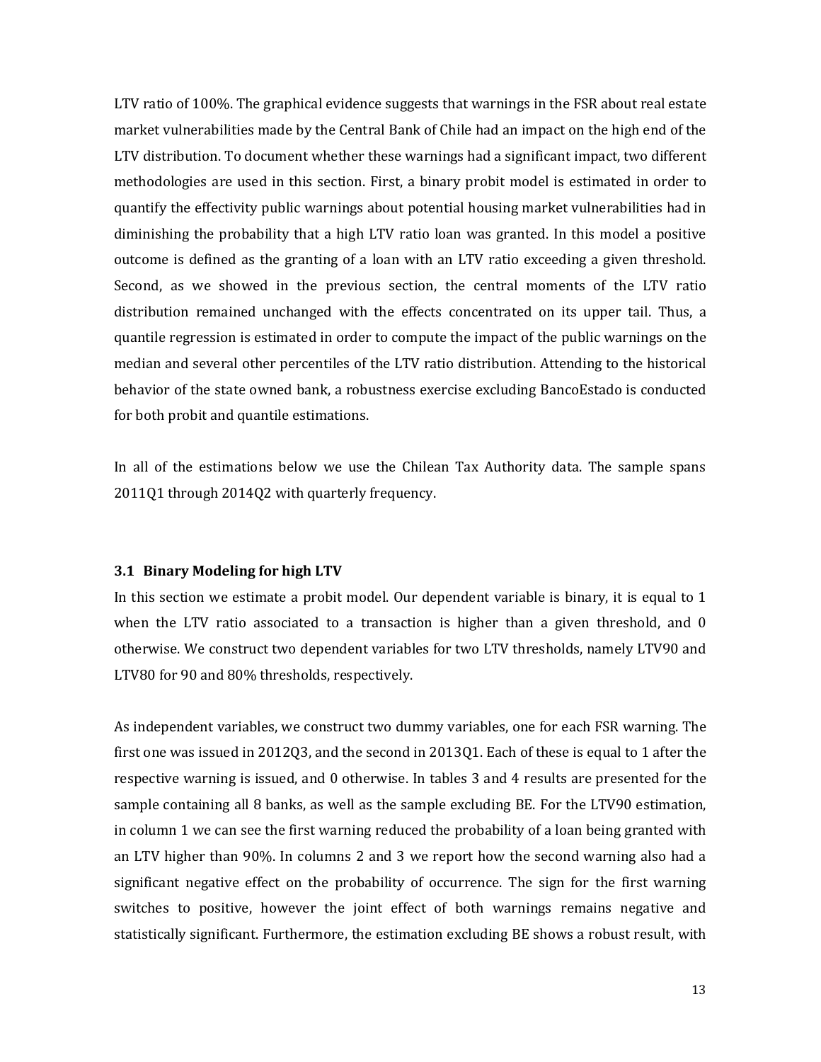LTV ratio of 100%. The graphical evidence suggests that warnings in the FSR about real estate market vulnerabilities made by the Central Bank of Chile had an impact on the high end of the LTV distribution. To document whether these warnings had a significant impact, two different methodologies are used in this section. First, a binary probit model is estimated in order to quantify the effectivity public warnings about potential housing market vulnerabilities had in diminishing the probability that a high LTV ratio loan was granted. In this model a positive outcome is defined as the granting of a loan with an LTV ratio exceeding a given threshold. Second, as we showed in the previous section, the central moments of the LTV ratio distribution remained unchanged with the effects concentrated on its upper tail. Thus, a quantile regression is estimated in order to compute the impact of the public warnings on the median and several other percentiles of the LTV ratio distribution. Attending to the historical behavior of the state owned bank, a robustness exercise excluding BancoEstado is conducted for both probit and quantile estimations.

In all of the estimations below we use the Chilean Tax Authority data. The sample spans 2011Q1 through 2014Q2 with quarterly frequency.

### 3.1 Binary Modeling for high LTV

In this section we estimate a probit model. Our dependent variable is binary, it is equal to 1 when the LTV ratio associated to a transaction is higher than a given threshold, and 0 otherwise. We construct two dependent variables for two LTV thresholds, namely LTV90 and LTV80 for 90 and 80% thresholds, respectively.

As independent variables, we construct two dummy variables, one for each FSR warning. The first one was issued in 2012Q3, and the second in 2013Q1. Each of these is equal to 1 after the respective warning is issued, and 0 otherwise. In tables 3 and 4 results are presented for the sample containing all 8 banks, as well as the sample excluding BE. For the LTV90 estimation, in column 1 we can see the first warning reduced the probability of a loan being granted with an LTV higher than 90%. In columns 2 and 3 we report how the second warning also had a significant negative effect on the probability of occurrence. The sign for the first warning switches to positive, however the joint effect of both warnings remains negative and statistically significant. Furthermore, the estimation excluding BE shows a robust result, with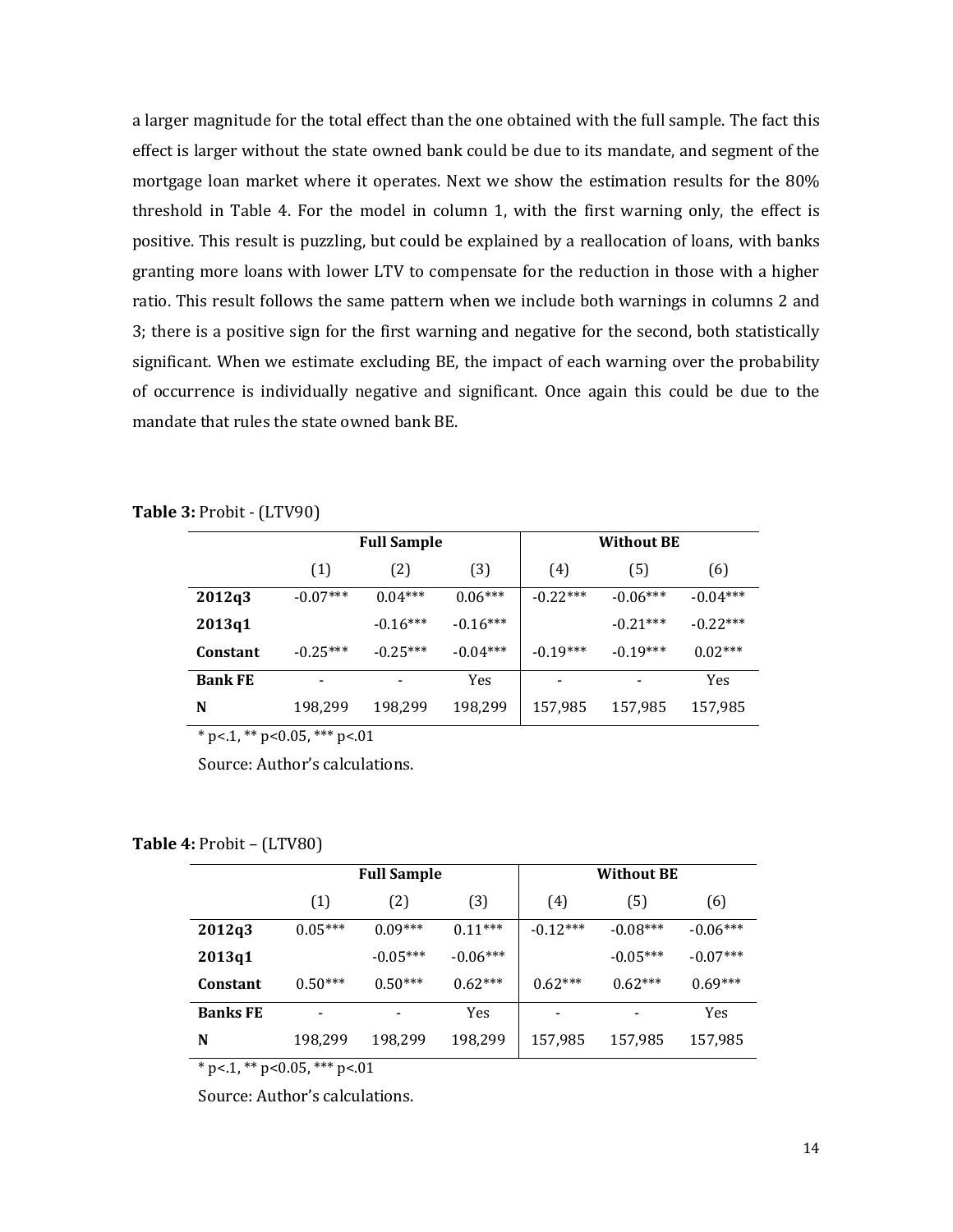a larger magnitude for the total effect than the one obtained with the full sample. The fact this effect is larger without the state owned bank could be due to its mandate, and segment of the mortgage loan market where it operates. Next we show the estimation results for the 80% threshold in Table 4. For the model in column 1, with the first warning only, the effect is positive. This result is puzzling, but could be explained by a reallocation of loans, with banks granting more loans with lower LTV to compensate for the reduction in those with a higher ratio. This result follows the same pattern when we include both warnings in columns 2 and 3; there is a positive sign for the first warning and negative for the second, both statistically significant. When we estimate excluding BE, the impact of each warning over the probability of occurrence is individually negative and significant. Once again this could be due to the mandate that rules the state owned bank BE.

**Table 3:** Probit - (LTV90)

| | Full Sample | | | Without BE | | |
|---|---|---|---|---|---|---|
| | (1) | (2) | (3) | (4) | (5) | (6) |
| **2012q3** | -0.07*** | 0.04*** | 0.06*** | -0.22*** | -0.06*** | -0.04*** |
| **2013q1** | | -0.16*** | -0.16*** | | -0.21*** | -0.22*** |
| **Constant** | -0.25*** | -0.25*** | -0.04*** | -0.19*** | -0.19*** | 0.02*** |
| **Bank FE** | - | - | Yes | - | - | Yes |
| **N** | 198,299 | 198,299 | 198,299 | 157,985 | 157,985 | 157,985 |

* p<.1, ** p<0.05, *** p<.01

Source: Author's calculations.

**Table 4:** Probit – (LTV80)

| | Full Sample | | | Without BE | | |
|---|---|---|---|---|---|---|
| | (1) | (2) | (3) | (4) | (5) | (6) |
| **2012q3** | 0.05*** | 0.09*** | 0.11*** | -0.12*** | -0.08*** | -0.06*** |
| **2013q1** | | -0.05*** | -0.06*** | | -0.05*** | -0.07*** |
| **Constant** | 0.50*** | 0.50*** | 0.62*** | 0.62*** | 0.62*** | 0.69*** |
| **Banks FE** | - | - | Yes | - | - | Yes |
| **N** | 198,299 | 198,299 | 198,299 | 157,985 | 157,985 | 157,985 |

* p<.1, ** p<0.05, *** p<.01

Source: Author's calculations.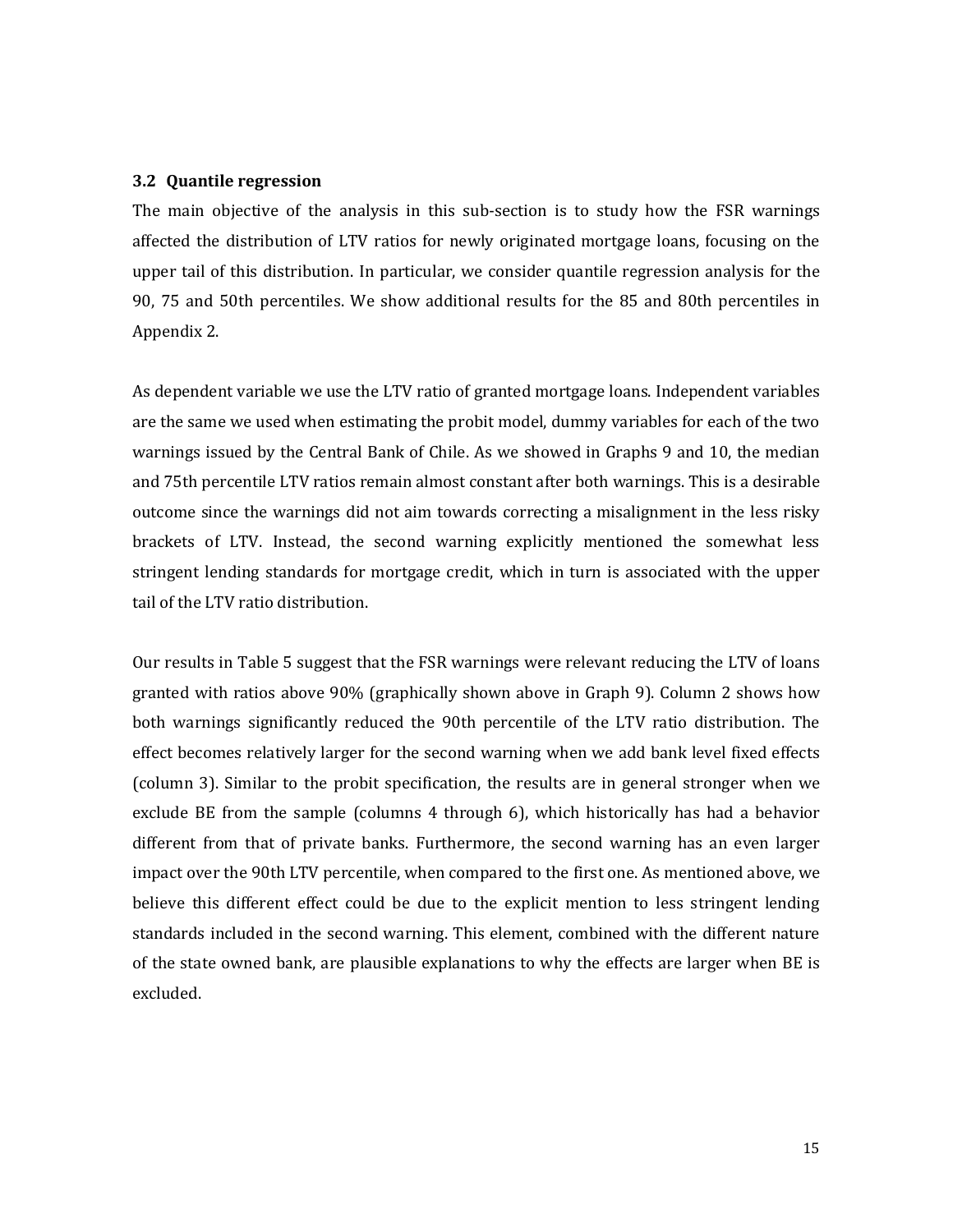### 3.2 Quantile regression

The main objective of the analysis in this sub-section is to study how the FSR warnings affected the distribution of LTV ratios for newly originated mortgage loans, focusing on the upper tail of this distribution. In particular, we consider quantile regression analysis for the 90, 75 and 50th percentiles. We show additional results for the 85 and 80th percentiles in Appendix 2.

As dependent variable we use the LTV ratio of granted mortgage loans. Independent variables are the same we used when estimating the probit model, dummy variables for each of the two warnings issued by the Central Bank of Chile. As we showed in Graphs 9 and 10, the median and 75th percentile LTV ratios remain almost constant after both warnings. This is a desirable outcome since the warnings did not aim towards correcting a misalignment in the less risky brackets of LTV. Instead, the second warning explicitly mentioned the somewhat less stringent lending standards for mortgage credit, which in turn is associated with the upper tail of the LTV ratio distribution.

Our results in Table 5 suggest that the FSR warnings were relevant reducing the LTV of loans granted with ratios above 90% (graphically shown above in Graph 9). Column 2 shows how both warnings significantly reduced the 90th percentile of the LTV ratio distribution. The effect becomes relatively larger for the second warning when we add bank level fixed effects (column 3). Similar to the probit specification, the results are in general stronger when we exclude BE from the sample (columns 4 through 6), which historically has had a behavior different from that of private banks. Furthermore, the second warning has an even larger impact over the 90th LTV percentile, when compared to the first one. As mentioned above, we believe this different effect could be due to the explicit mention to less stringent lending standards included in the second warning. This element, combined with the different nature of the state owned bank, are plausible explanations to why the effects are larger when BE is excluded.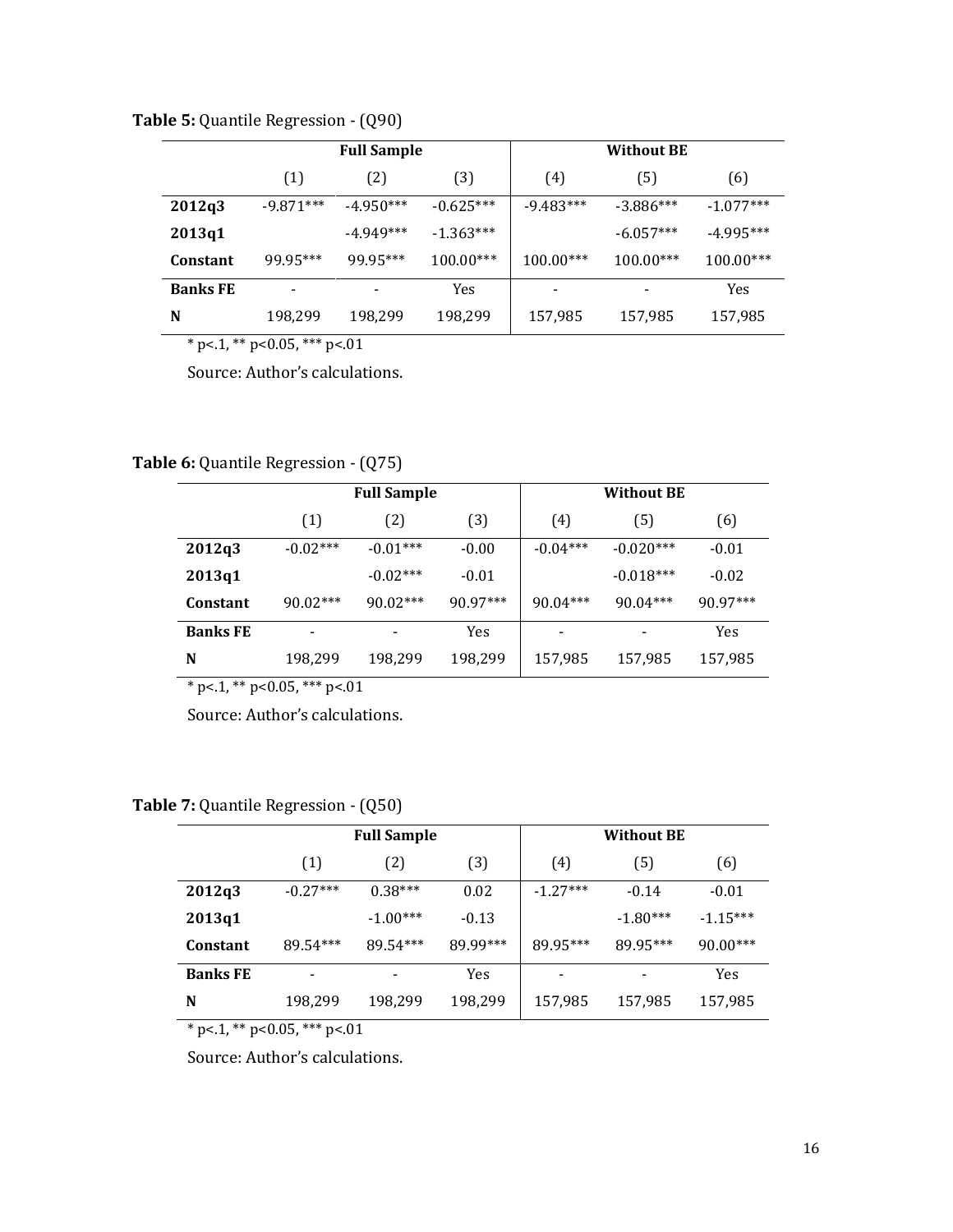**Table 5:** Quantile Regression - (Q90)

| | Full Sample | | | Without BE | | |
|---|---|---|---|---|---|---|
| | (1) | (2) | (3) | (4) | (5) | (6) |
| **2012q3** | -9.871*** | -4.950*** | -0.625*** | -9.483*** | -3.886*** | -1.077*** |
| **2013q1** | | -4.949*** | -1.363*** | | -6.057*** | -4.995*** |
| **Constant** | 99.95*** | 99.95*** | 100.00*** | 100.00*** | 100.00*** | 100.00*** |
| **Banks FE** | - | - | Yes | - | - | Yes |
| **N** | 198,299 | 198,299 | 198,299 | 157,985 | 157,985 | 157,985 |

* p<.1, ** p<0.05, *** p<.01

Source: Author's calculations.

**Table 6:** Quantile Regression - (Q75)

| | Full Sample | | | Without BE | | |
|---|---|---|---|---|---|---|
| | (1) | (2) | (3) | (4) | (5) | (6) |
| **2012q3** | -0.02*** | -0.01*** | -0.00 | -0.04*** | -0.020*** | -0.01 |
| **2013q1** | | -0.02*** | -0.01 | | -0.018*** | -0.02 |
| **Constant** | 90.02*** | 90.02*** | 90.97*** | 90.04*** | 90.04*** | 90.97*** |
| **Banks FE** | - | - | Yes | - | - | Yes |
| **N** | 198,299 | 198,299 | 198,299 | 157,985 | 157,985 | 157,985 |

* p<.1, ** p<0.05, *** p<.01

Source: Author's calculations.

**Table 7:** Quantile Regression - (Q50)

| | Full Sample | | | Without BE | | |
|---|---|---|---|---|---|---|
| | (1) | (2) | (3) | (4) | (5) | (6) |
| **2012q3** | -0.27*** | 0.38*** | 0.02 | -1.27*** | -0.14 | -0.01 |
| **2013q1** | | -1.00*** | -0.13 | | -1.80*** | -1.15*** |
| **Constant** | 89.54*** | 89.54*** | 89.99*** | 89.95*** | 89.95*** | 90.00*** |
| **Banks FE** | - | - | Yes | - | - | Yes |
| **N** | 198,299 | 198,299 | 198,299 | 157,985 | 157,985 | 157,985 |

* p<.1, ** p<0.05, *** p<.01

Source: Author's calculations.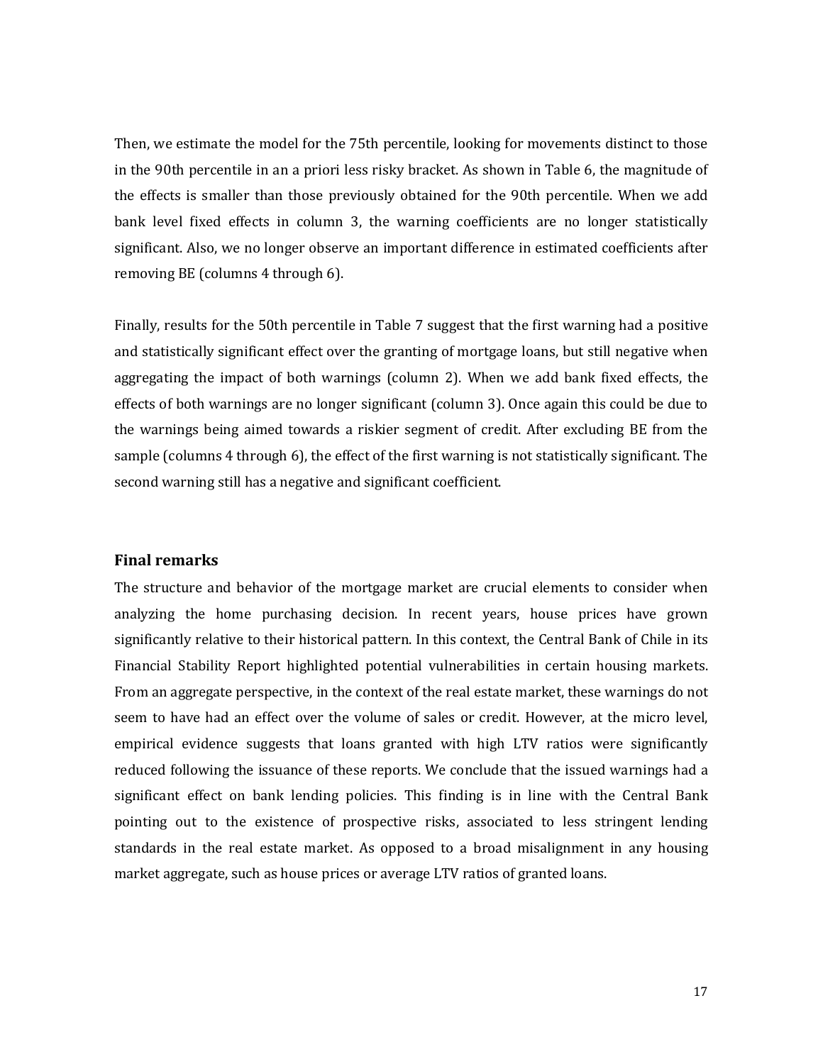Then, we estimate the model for the 75th percentile, looking for movements distinct to those in the 90th percentile in an a priori less risky bracket. As shown in Table 6, the magnitude of the effects is smaller than those previously obtained for the 90th percentile. When we add bank level fixed effects in column 3, the warning coefficients are no longer statistically significant. Also, we no longer observe an important difference in estimated coefficients after removing BE (columns 4 through 6).

Finally, results for the 50th percentile in Table 7 suggest that the first warning had a positive and statistically significant effect over the granting of mortgage loans, but still negative when aggregating the impact of both warnings (column 2). When we add bank fixed effects, the effects of both warnings are no longer significant (column 3). Once again this could be due to the warnings being aimed towards a riskier segment of credit. After excluding BE from the sample (columns 4 through 6), the effect of the first warning is not statistically significant. The second warning still has a negative and significant coefficient.

## Final remarks

The structure and behavior of the mortgage market are crucial elements to consider when analyzing the home purchasing decision. In recent years, house prices have grown significantly relative to their historical pattern. In this context, the Central Bank of Chile in its Financial Stability Report highlighted potential vulnerabilities in certain housing markets. From an aggregate perspective, in the context of the real estate market, these warnings do not seem to have had an effect over the volume of sales or credit. However, at the micro level, empirical evidence suggests that loans granted with high LTV ratios were significantly reduced following the issuance of these reports. We conclude that the issued warnings had a significant effect on bank lending policies. This finding is in line with the Central Bank pointing out to the existence of prospective risks, associated to less stringent lending standards in the real estate market. As opposed to a broad misalignment in any housing market aggregate, such as house prices or average LTV ratios of granted loans.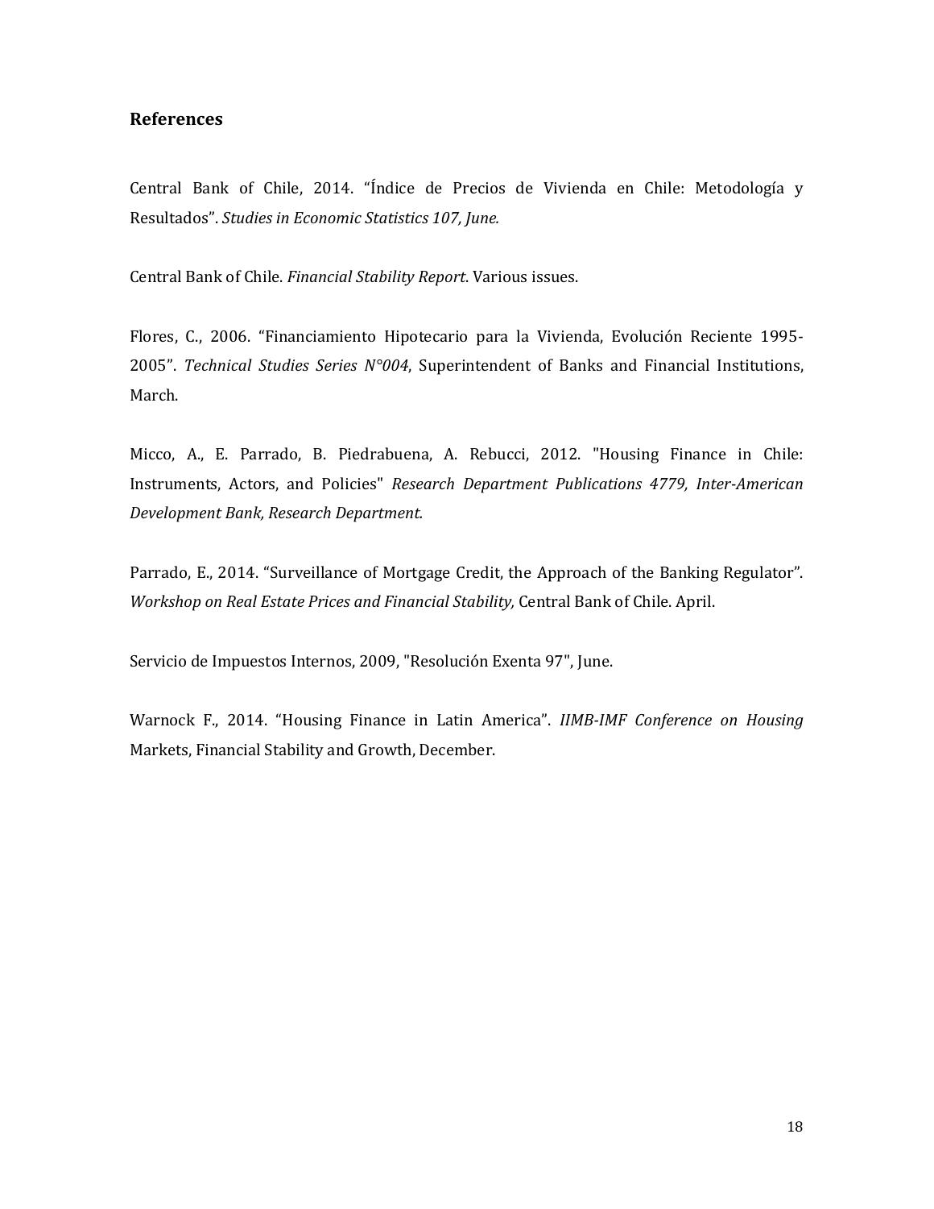## References

Central Bank of Chile, 2014. "Índice de Precios de Vivienda en Chile: Metodología y Resultados". *Studies in Economic Statistics 107, June.*

Central Bank of Chile. *Financial Stability Report*. Various issues.

Flores, C., 2006. "Financiamiento Hipotecario para la Vivienda, Evolución Reciente 1995-2005". *Technical Studies Series N°004*, Superintendent of Banks and Financial Institutions, March.

Micco, A., E. Parrado, B. Piedrabuena, A. Rebucci, 2012. "Housing Finance in Chile: Instruments, Actors, and Policies" *Research Department Publications 4779, Inter-American Development Bank, Research Department.*

Parrado, E., 2014. "Surveillance of Mortgage Credit, the Approach of the Banking Regulator". *Workshop on Real Estate Prices and Financial Stability,* Central Bank of Chile. April.

Servicio de Impuestos Internos, 2009, "Resolución Exenta 97", June.

Warnock F., 2014. "Housing Finance in Latin America". *IIMB-IMF Conference on Housing* Markets, Financial Stability and Growth, December.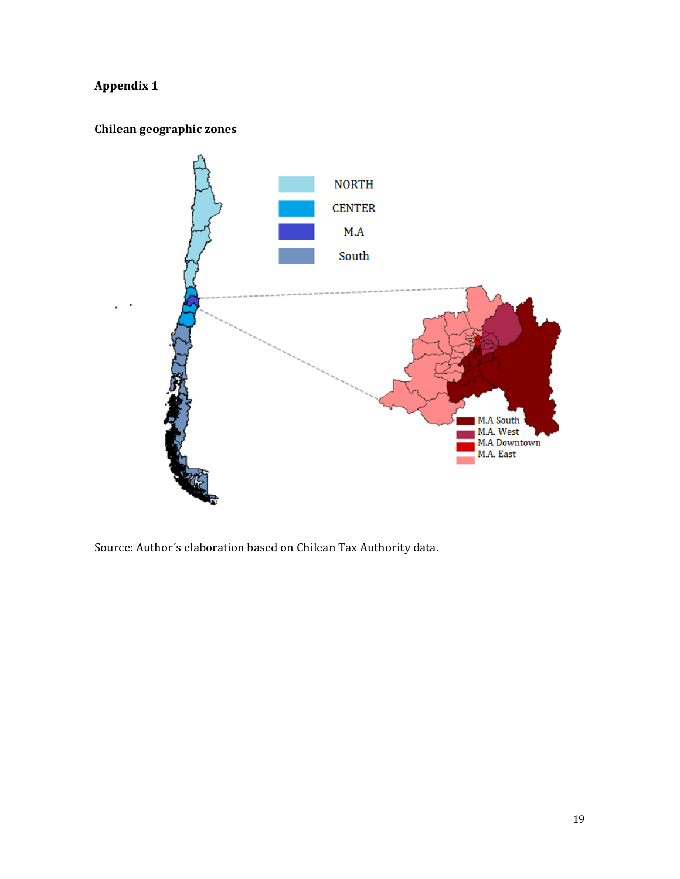**Appendix 1**

**Chilean geographic zones**

Source: Author´s elaboration based on Chilean Tax Authority data.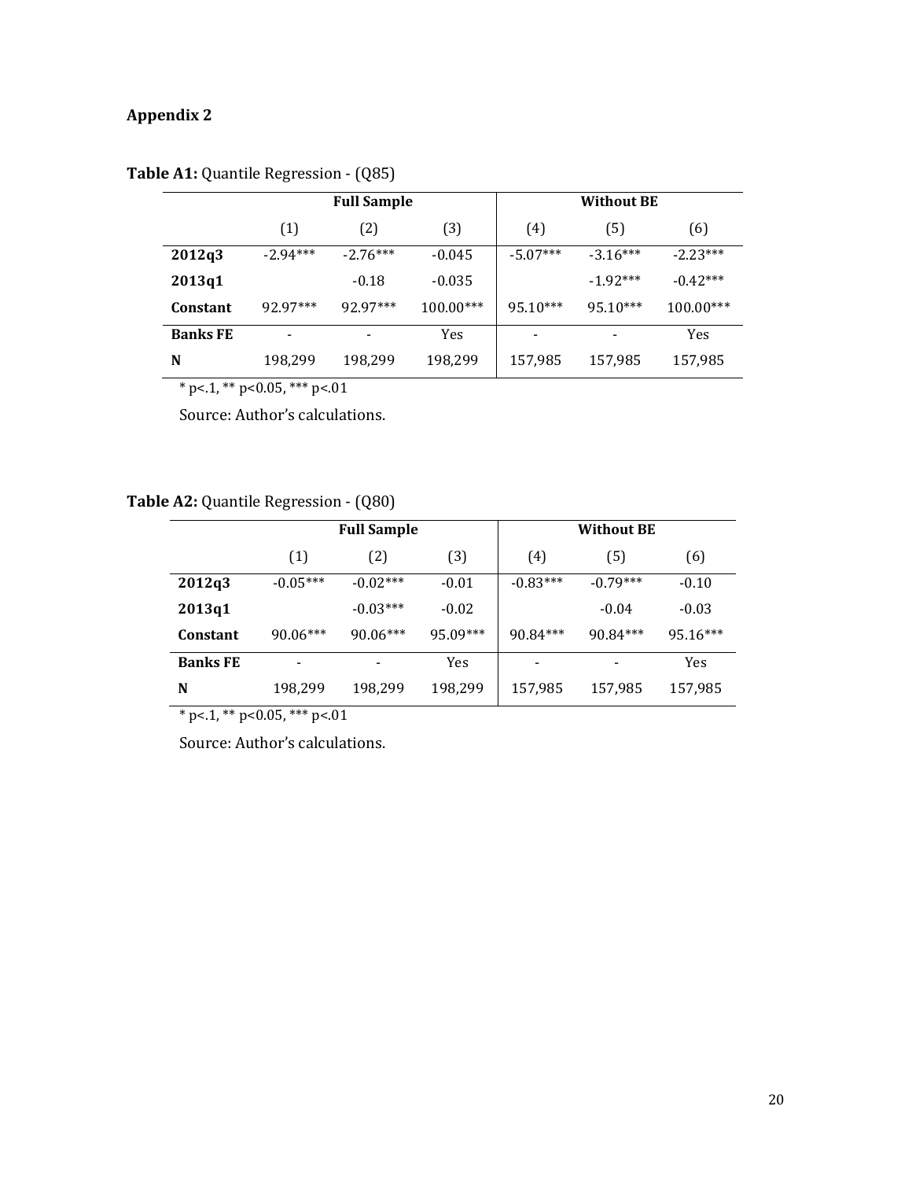## Appendix 2

**Table A1:** Quantile Regression - (Q85)

| | Full Sample | | | Without BE | | |
|---|---|---|---|---|---|---|
| | (1) | (2) | (3) | (4) | (5) | (6) |
| **2012q3** | -2.94*** | -2.76*** | -0.045 | -5.07*** | -3.16*** | -2.23*** |
| **2013q1** | | -0.18 | -0.035 | | -1.92*** | -0.42*** |
| **Constant** | 92.97*** | 92.97*** | 100.00*** | 95.10*** | 95.10*** | 100.00*** |
| **Banks FE** | - | - | Yes | - | - | Yes |
| **N** | 198,299 | 198,299 | 198,299 | 157,985 | 157,985 | 157,985 |

* p<.1, ** p<0.05, *** p<.01

Source: Author's calculations.

**Table A2:** Quantile Regression - (Q80)

| | Full Sample | | | Without BE | | |
|---|---|---|---|---|---|---|
| | (1) | (2) | (3) | (4) | (5) | (6) |
| **2012q3** | -0.05*** | -0.02*** | -0.01 | -0.83*** | -0.79*** | -0.10 |
| **2013q1** | | -0.03*** | -0.02 | | -0.04 | -0.03 |
| **Constant** | 90.06*** | 90.06*** | 95.09*** | 90.84*** | 90.84*** | 95.16*** |
| **Banks FE** | - | - | Yes | - | - | Yes |
| **N** | 198,299 | 198,299 | 198,299 | 157,985 | 157,985 | 157,985 |

* p<.1, ** p<0.05, *** p<.01

Source: Author's calculations.